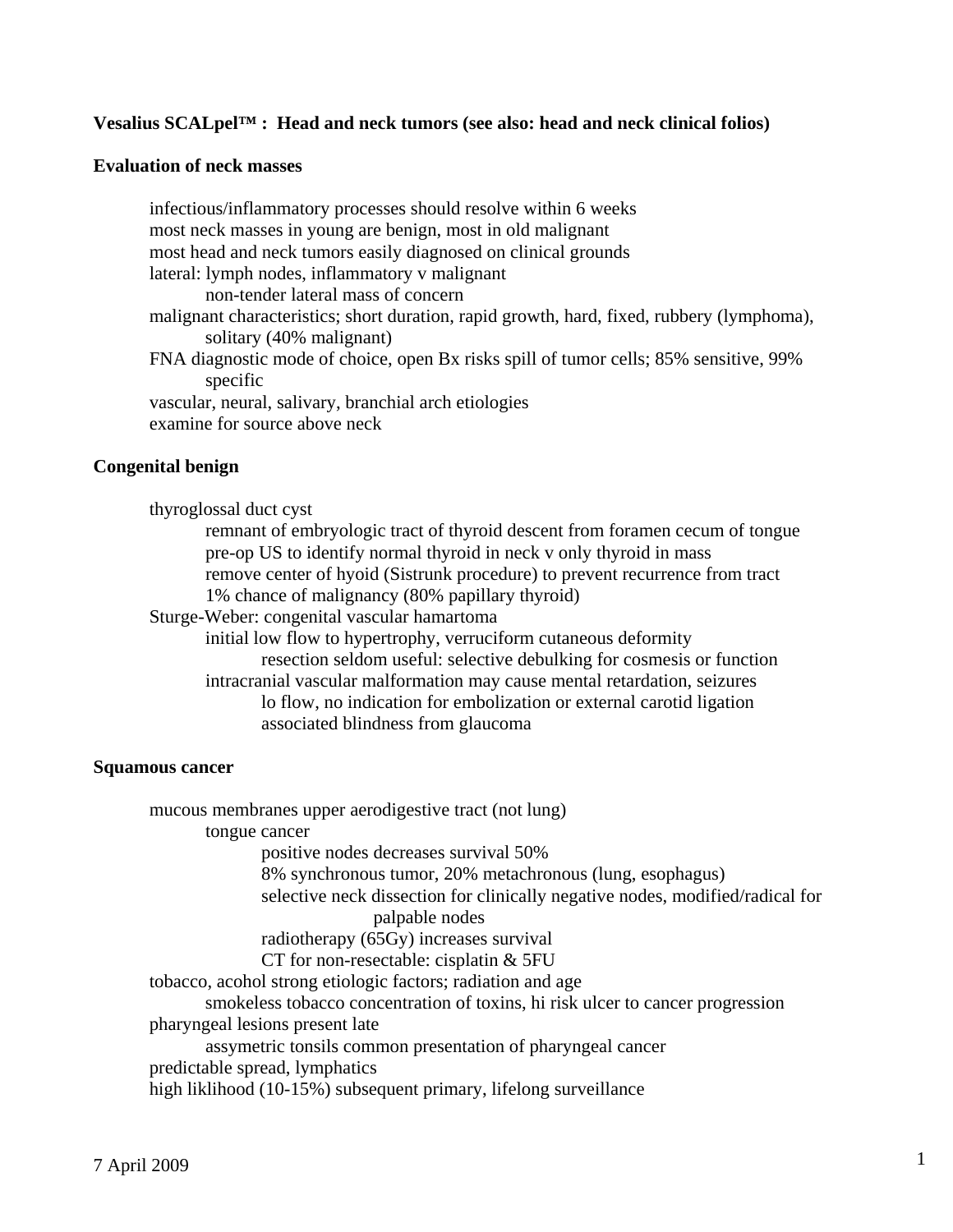**Vesalius SCALpel™ : Head and neck tumors (see also: head and neck clinical folios)**

**Evaluation of neck masses**

- infectious/inflammatory processes should resolve within 6 weeks
- most neck masses in young are benign, most in old malignant
- most head and neck tumors easily diagnosed on clinical grounds
- lateral: lymph nodes, inflammatory v malignant
    - non-tender lateral mass of concern
- malignant characteristics; short duration, rapid growth, hard, fixed, rubbery (lymphoma), solitary (40% malignant)
- FNA diagnostic mode of choice, open Bx risks spill of tumor cells; 85% sensitive, 99% specific
- vascular, neural, salivary, branchial arch etiologies
- examine for source above neck

**Congenital benign**

- thyroglossal duct cyst
    - remnant of embryologic tract of thyroid descent from foramen cecum of tongue
    - pre-op US to identify normal thyroid in neck v only thyroid in mass
    - remove center of hyoid (Sistrunk procedure) to prevent recurrence from tract
    - 1% chance of malignancy (80% papillary thyroid)
- Sturge-Weber: congenital vascular hamartoma
    - initial low flow to hypertrophy, verruciform cutaneous deformity
        - resection seldom useful: selective debulking for cosmesis or function
    - intracranial vascular malformation may cause mental retardation, seizures
        - lo flow, no indication for embolization or external carotid ligation
        - associated blindness from glaucoma

**Squamous cancer**

- mucous membranes upper aerodigestive tract (not lung)
    - tongue cancer
        - positive nodes decreases survival 50%
        - 8% synchronous tumor, 20% metachronous (lung, esophagus)
        - selective neck dissection for clinically negative nodes, modified/radical for palpable nodes
        - radiotherapy (65Gy) increases survival
        - CT for non-resectable: cisplatin & 5FU
- tobacco, acohol strong etiologic factors; radiation and age
    - smokeless tobacco concentration of toxins, hi risk ulcer to cancer progression
- pharyngeal lesions present late
    - assymetric tonsils common presentation of pharyngeal cancer
- predictable spread, lymphatics
- high liklihood (10-15%) subsequent primary, lifelong surveillance

7 April 2009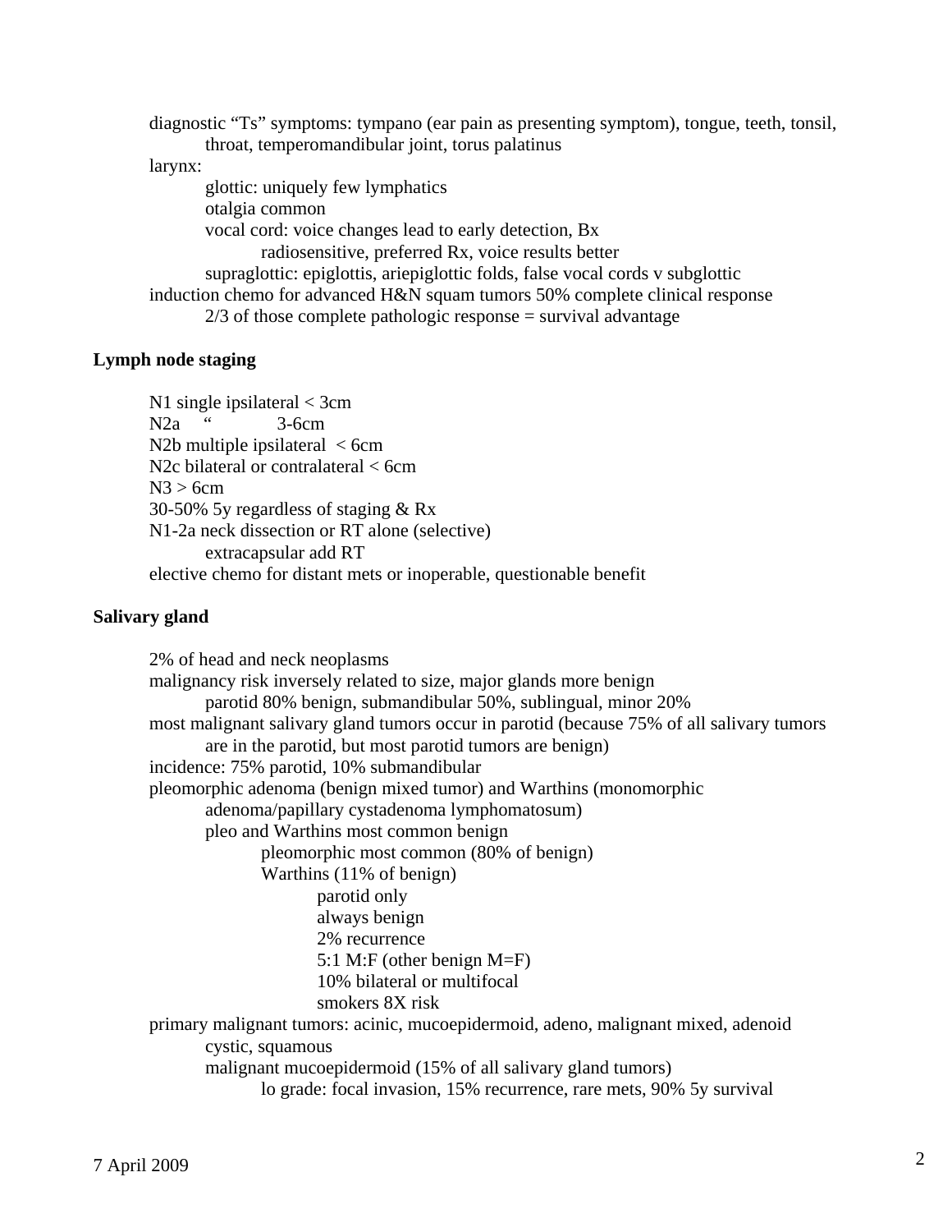diagnostic “Ts” symptoms: tympano (ear pain as presenting symptom), tongue, teeth, tonsil, throat, temperomandibular joint, torus palatinus

larynx:
- glottic: uniquely few lymphatics
- otalgia common
- vocal cord: voice changes lead to early detection, Bx
  - radiosensitive, preferred Rx, voice results better
- supraglottic: epiglottis, ariepiglottic folds, false vocal cords v subglottic

induction chemo for advanced H&N squam tumors 50% complete clinical response
- 2/3 of those complete pathologic response = survival advantage

**Lymph node staging**

N1 single ipsilateral < 3cm
N2a “ 3-6cm
N2b multiple ipsilateral < 6cm
N2c bilateral or contralateral < 6cm
N3 > 6cm
30-50% 5y regardless of staging & Rx
N1-2a neck dissection or RT alone (selective)
- extracapsular add RT

elective chemo for distant mets or inoperable, questionable benefit

**Salivary gland**

2% of head and neck neoplasms

malignancy risk inversely related to size, major glands more benign
- parotid 80% benign, submandibular 50%, sublingual, minor 20%

most malignant salivary gland tumors occur in parotid (because 75% of all salivary tumors are in the parotid, but most parotid tumors are benign)

incidence: 75% parotid, 10% submandibular

pleomorphic adenoma (benign mixed tumor) and Warthins (monomorphic adenoma/papillary cystadenoma lymphomatosum)
- pleo and Warthins most common benign
  - pleomorphic most common (80% of benign)
  - Warthins (11% of benign)
    - parotid only
    - always benign
    - 2% recurrence
    - 5:1 M:F (other benign M=F)
    - 10% bilateral or multifocal
    - smokers 8X risk

primary malignant tumors: acinic, mucoepidermoid, adeno, malignant mixed, adenoid cystic, squamous
- malignant mucoepidermoid (15% of all salivary gland tumors)
  - lo grade: focal invasion, 15% recurrence, rare mets, 90% 5y survival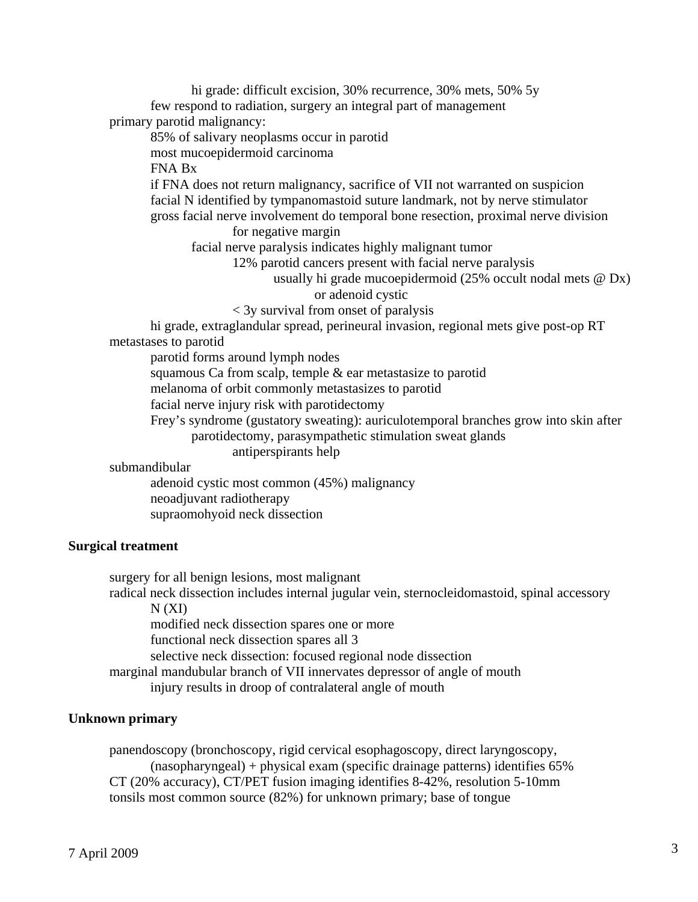- hi grade: difficult excision, 30% recurrence, 30% mets, 50% 5y
    - few respond to radiation, surgery an integral part of management
- primary parotid malignancy:
    - 85% of salivary neoplasms occur in parotid
    - most mucoepidermoid carcinoma
    - FNA Bx
    - if FNA does not return malignancy, sacrifice of VII not warranted on suspicion
    - facial N identified by tympanomastoid suture landmark, not by nerve stimulator
    - gross facial nerve involvement do temporal bone resection, proximal nerve division for negative margin
        - facial nerve paralysis indicates highly malignant tumor
            - 12% parotid cancers present with facial nerve paralysis
                - usually hi grade mucoepidermoid (25% occult nodal mets @ Dx) or adenoid cystic
            - < 3y survival from onset of paralysis
    - hi grade, extraglandular spread, perineural invasion, regional mets give post-op RT
- metastases to parotid
    - parotid forms around lymph nodes
    - squamous Ca from scalp, temple & ear metastasize to parotid
    - melanoma of orbit commonly metastasizes to parotid
    - facial nerve injury risk with parotidectomy
    - Frey's syndrome (gustatory sweating): auriculotemporal branches grow into skin after parotidectomy, parasympathetic stimulation sweat glands
        - antiperspirants help
- submandibular
    - adenoid cystic most common (45%) malignancy
    - neoadjuvant radiotherapy
    - supraomohyoid neck dissection

**Surgical treatment**

- surgery for all benign lesions, most malignant
- radical neck dissection includes internal jugular vein, sternocleidomastoid, spinal accessory N (XI)
    - modified neck dissection spares one or more
    - functional neck dissection spares all 3
    - selective neck dissection: focused regional node dissection
- marginal mandubular branch of VII innervates depressor of angle of mouth
    - injury results in droop of contralateral angle of mouth

**Unknown primary**

- panendoscopy (bronchoscopy, rigid cervical esophagoscopy, direct laryngoscopy, (nasopharyngeal) + physical exam (specific drainage patterns) identifies 65%
- CT (20% accuracy), CT/PET fusion imaging identifies 8-42%, resolution 5-10mm
- tonsils most common source (82%) for unknown primary; base of tongue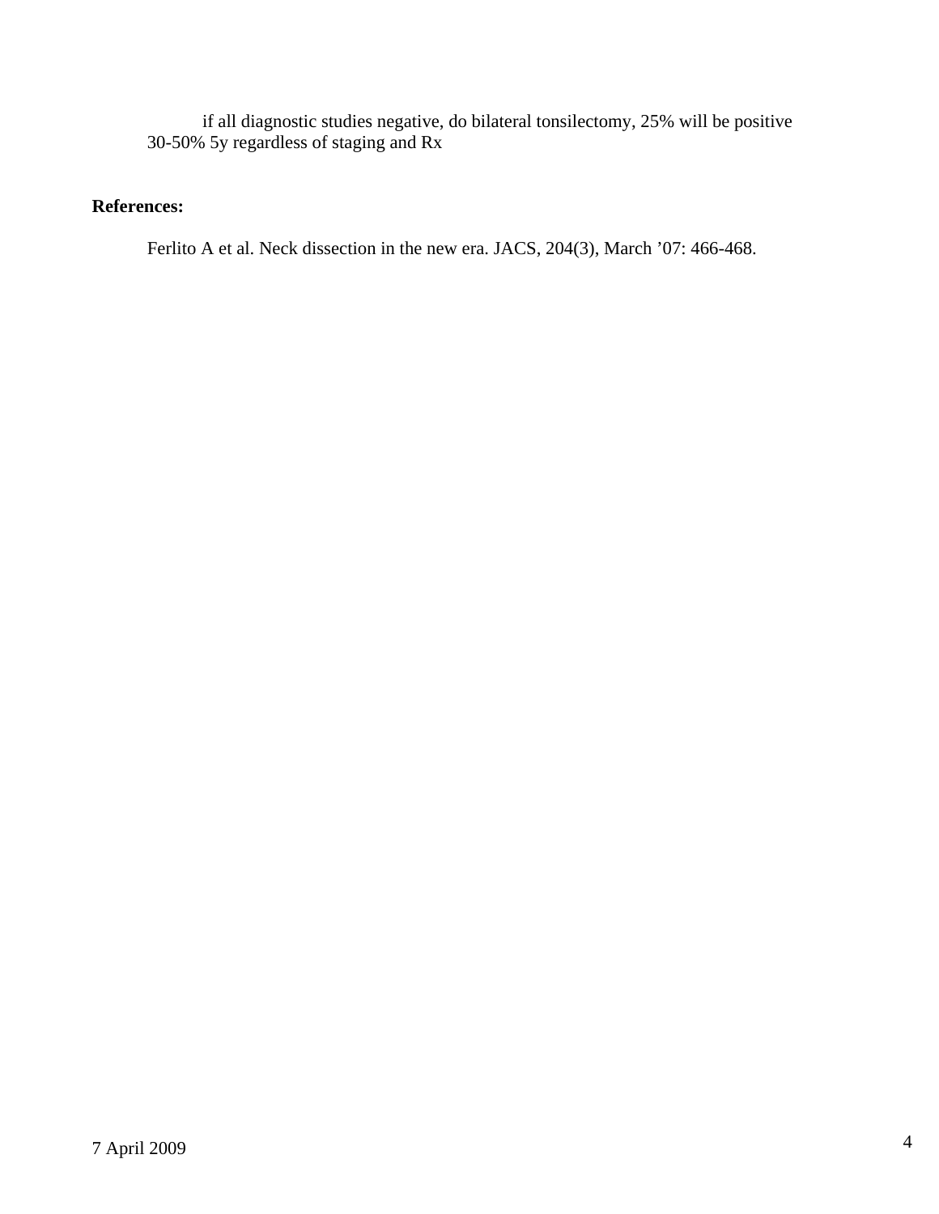if all diagnostic studies negative, do bilateral tonsilectomy, 25% will be positive

30-50% 5y regardless of staging and Rx

**References:**

Ferlito A et al. Neck dissection in the new era. JACS, 204(3), March '07: 466-468.